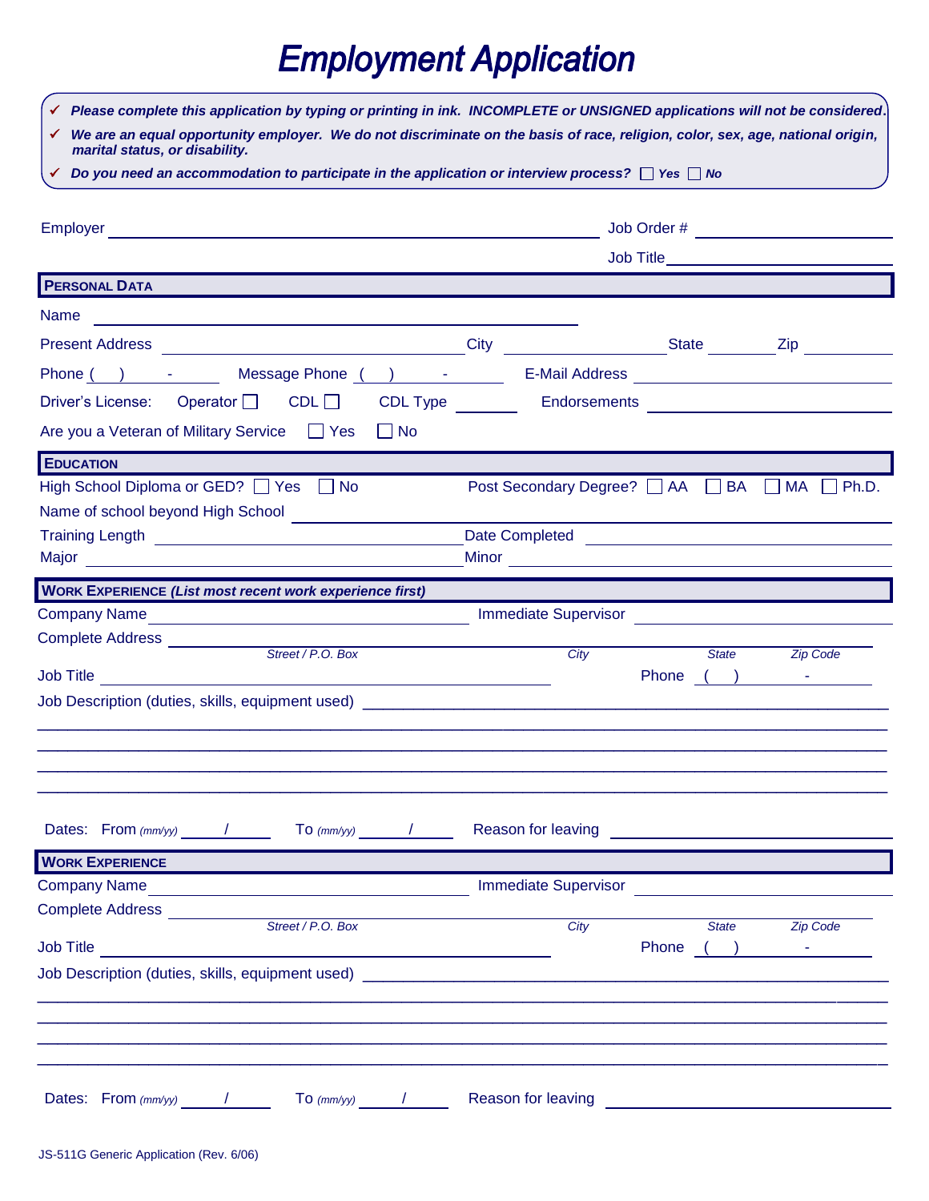# Employment Application

- ✓ ***Please complete this application by typing or printing in ink. INCOMPLETE or UNSIGNED applications will not be considered.***
- ✓ ***We are an equal opportunity employer. We do not discriminate on the basis of race, religion, color, sex, age, national origin, marital status, or disability.***
- ✓ ***Do you need an accommodation to participate in the application or interview process?*** ☐ ***Yes*** ☐ ***No***

Employer ______________________________ Job Order # ______________

Job Title ______________

## PERSONAL DATA

Name ______________________________

Present Address ______________ City ______________ State ______ Zip ______

Phone ( ) - Message Phone ( ) - E-Mail Address ______________

Driver's License: Operator ☐ CDL ☐ CDL Type ______ Endorsements ______________

Are you a Veteran of Military Service ☐ Yes ☐ No

## EDUCATION

High School Diploma or GED? ☐ Yes ☐ No Post Secondary Degree? ☐ AA ☐ BA ☐ MA ☐ Ph.D.

Name of school beyond High School ______________________________

Training Length ______________ Date Completed ______________

Major ______________ Minor ______________

## WORK EXPERIENCE *(List most recent work experience first)*

Company Name ______________ Immediate Supervisor ______________

Complete Address ______________________________
*Street / P.O. Box* *City* *State* *Zip Code*

Job Title ______________ Phone ( ) -

Job Description (duties, skills, equipment used) ______________________________

______________________________________________________________

______________________________________________________________

______________________________________________________________

______________________________________________________________

Dates: From *(mm/yy)* ___ / ___ To *(mm/yy)* ___ / ___ Reason for leaving ______________

## WORK EXPERIENCE

Company Name ______________ Immediate Supervisor ______________

Complete Address ______________________________
*Street / P.O. Box* *City* *State* *Zip Code*

Job Title ______________ Phone ( ) -

Job Description (duties, skills, equipment used) ______________________________

______________________________________________________________

______________________________________________________________

______________________________________________________________

______________________________________________________________

Dates: From *(mm/yy)* ___ / ___ To *(mm/yy)* ___ / ___ Reason for leaving ______________

JS-511G Generic Application (Rev. 6/06)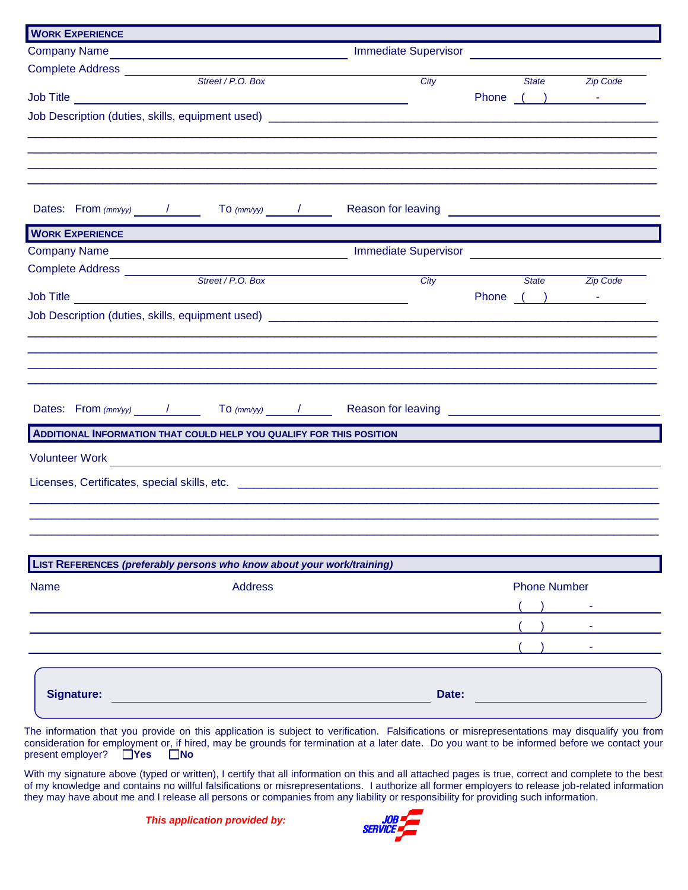## WORK EXPERIENCE

Company Name ______________________ Immediate Supervisor ______________________

Complete Address ____________________________________________
*Street / P.O. Box* *City* *State* *Zip Code*

Job Title ______________________ Phone ( ) -

Job Description (duties, skills, equipment used) ______________________

______________________

______________________

______________________

______________________

Dates: From *(mm/yy)* / To *(mm/yy)* / Reason for leaving ______________________

## WORK EXPERIENCE

Company Name ______________________ Immediate Supervisor ______________________

Complete Address ____________________________________________
*Street / P.O. Box* *City* *State* *Zip Code*

Job Title ______________________ Phone ( ) -

Job Description (duties, skills, equipment used) ______________________

______________________

______________________

______________________

______________________

Dates: From *(mm/yy)* / To *(mm/yy)* / Reason for leaving ______________________

## ADDITIONAL INFORMATION THAT COULD HELP YOU QUALIFY FOR THIS POSITION

Volunteer Work ______________________

Licenses, Certificates, special skills, etc. ______________________

______________________

______________________

______________________

## LIST REFERENCES *(preferably persons who know about your work/training)*

| Name | Address | Phone Number |
|---|---|---|
| | | ( ) - |
| | | ( ) - |
| | | ( ) - |

**Signature:** ______________________ **Date:** ______________________

The information that you provide on this application is subject to verification. Falsifications or misrepresentations may disqualify you from consideration for employment or, if hired, may be grounds for termination at a later date. Do you want to be informed before we contact your present employer? ☐**Yes** ☐**No**

With my signature above (typed or written), I certify that all information on this and all attached pages is true, correct and complete to the best of my knowledge and contains no willful falsifications or misrepresentations. I authorize all former employers to release job-related information they may have about me and I release all persons or companies from any liability or responsibility for providing such information.

***This application provided by:*** JOB SERVICE